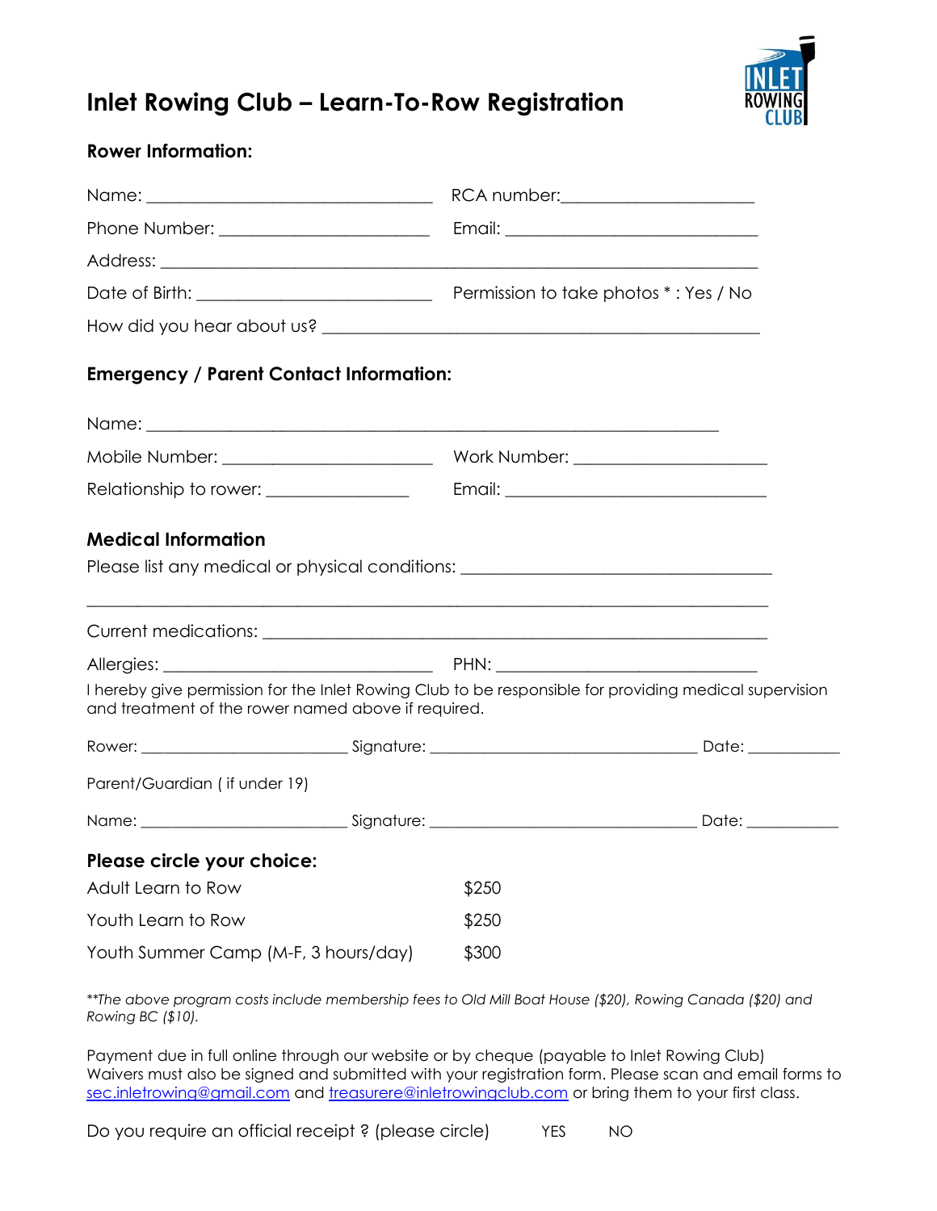# Inlet Rowing Club – Learn-To-Row Registration

### Rower Information:

Name: ______________________________ RCA number:____________________

Phone Number: ______________________ Email: ___________________________

Address: _________________________________________________________________

Date of Birth: _______________________ Permission to take photos * : Yes / No

How did you hear about us? ____________________________________________

### Emergency / Parent Contact Information:

Name: ______________________________________________________________

Mobile Number: ______________________ Work Number: ____________________

Relationship to rower: _______________ Email: ____________________________

### Medical Information

Please list any medical or physical conditions: _________________________________

_________________________________________________________________________

Current medications: ____________________________________________________

Allergies: ____________________________ PHN: ____________________________

I hereby give permission for the Inlet Rowing Club to be responsible for providing medical supervision and treatment of the rower named above if required.

Rower: ______________________ Signature: _____________________________ Date: __________

Parent/Guardian ( if under 19)

Name: ______________________ Signature: _____________________________ Date: __________

### Please circle your choice:

| | |
|---|---|
| Adult Learn to Row | $250 |
| Youth Learn to Row | $250 |
| Youth Summer Camp (M-F, 3 hours/day) | $300 |

*\*\*The above program costs include membership fees to Old Mill Boat House ($20), Rowing Canada ($20) and Rowing BC ($10).*

Payment due in full online through our website or by cheque (payable to Inlet Rowing Club)
Waivers must also be signed and submitted with your registration form. Please scan and email forms to sec.inletrowing@gmail.com and treasurere@inletrowingclub.com or bring them to your first class.

Do you require an official receipt ? (please circle) YES NO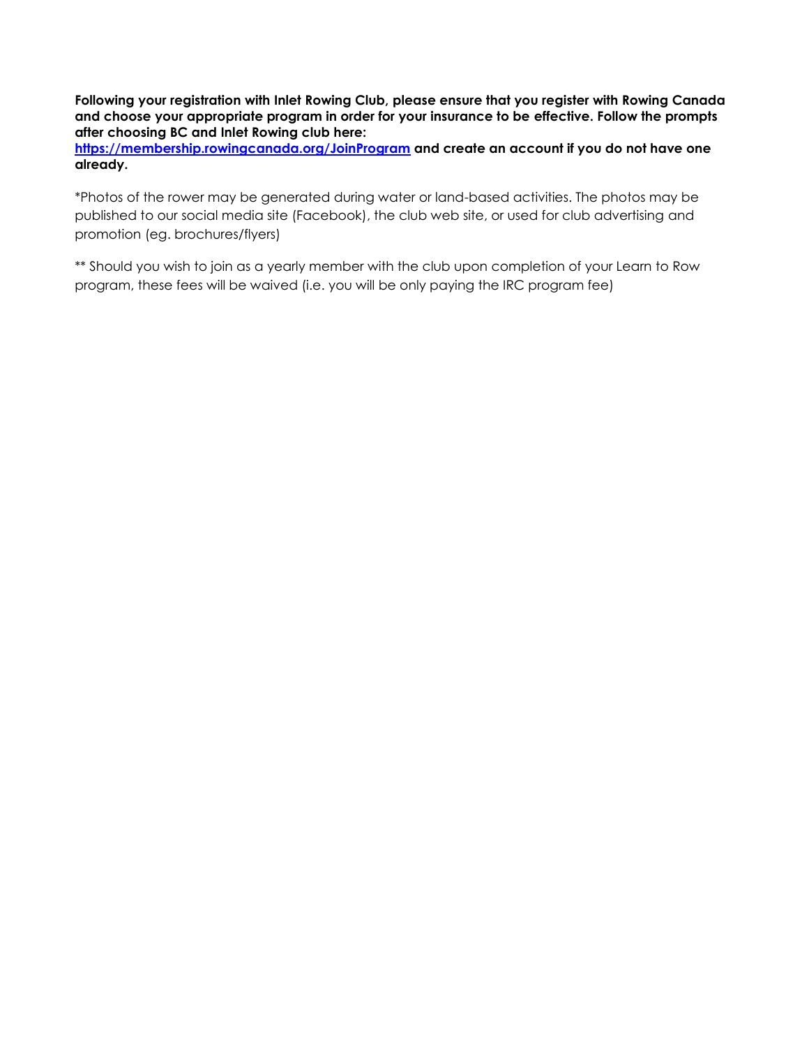**Following your registration with Inlet Rowing Club, please ensure that you register with Rowing Canada and choose your appropriate program in order for your insurance to be effective. Follow the prompts after choosing BC and Inlet Rowing club here: [https://membership.rowingcanada.org/JoinProgram](https://membership.rowingcanada.org/JoinProgram) and create an account if you do not have one already.**

*Photos of the rower may be generated during water or land-based activities. The photos may be published to our social media site (Facebook), the club web site, or used for club advertising and promotion (eg. brochures/flyers)

** Should you wish to join as a yearly member with the club upon completion of your Learn to Row program, these fees will be waived (i.e. you will be only paying the IRC program fee)